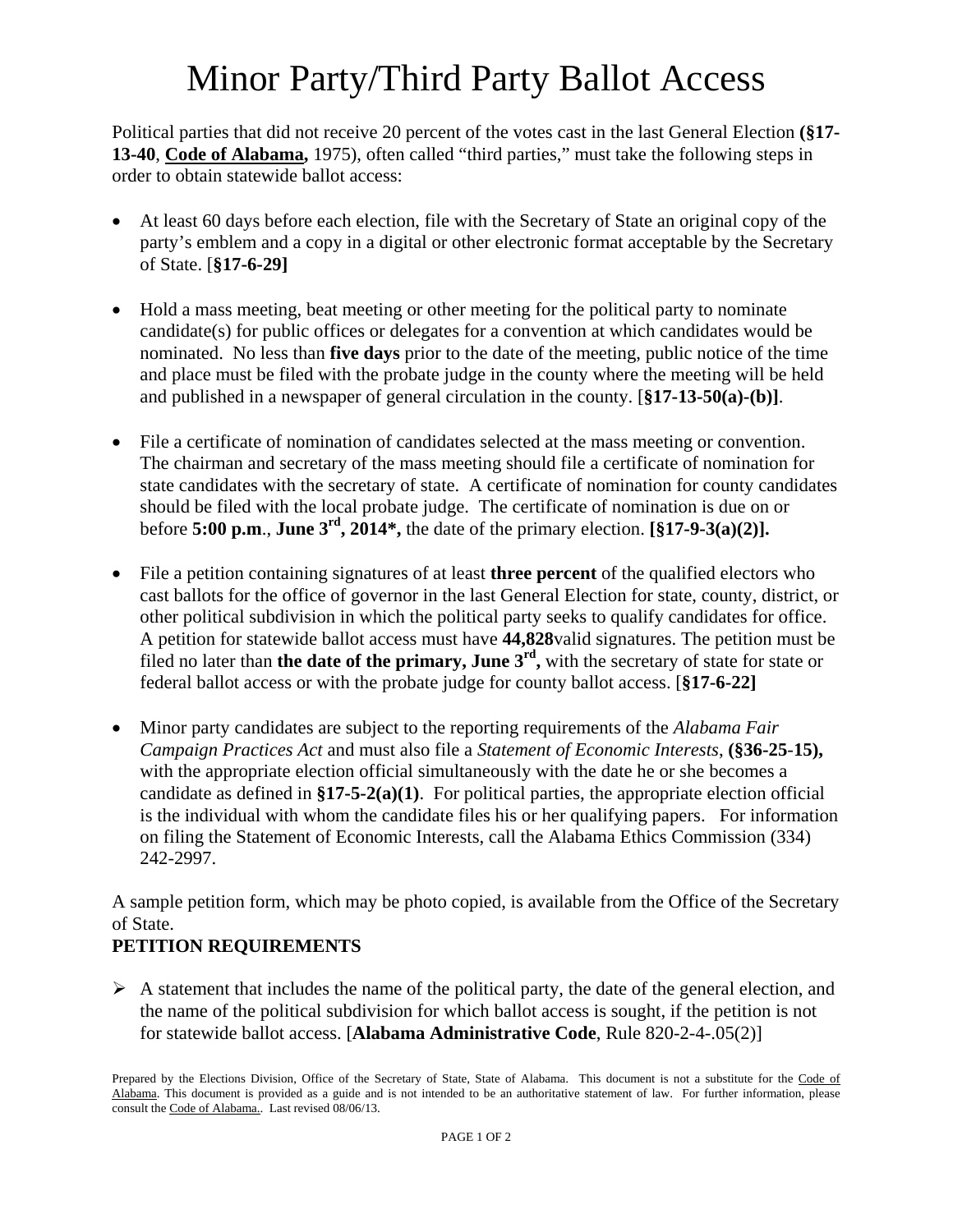# Minor Party/Third Party Ballot Access

Political parties that did not receive 20 percent of the votes cast in the last General Election **(§17-13-40**, **Code of Alabama,** 1975), often called "third parties," must take the following steps in order to obtain statewide ballot access:

- At least 60 days before each election, file with the Secretary of State an original copy of the party's emblem and a copy in a digital or other electronic format acceptable by the Secretary of State. [**§17-6-29]**

- Hold a mass meeting, beat meeting or other meeting for the political party to nominate candidate(s) for public offices or delegates for a convention at which candidates would be nominated. No less than **five days** prior to the date of the meeting, public notice of the time and place must be filed with the probate judge in the county where the meeting will be held and published in a newspaper of general circulation in the county. [**§17-13-50(a)-(b)]**.

- File a certificate of nomination of candidates selected at the mass meeting or convention. The chairman and secretary of the mass meeting should file a certificate of nomination for state candidates with the secretary of state. A certificate of nomination for county candidates should be filed with the local probate judge. The certificate of nomination is due on or before **5:00 p.m**., **June 3rd, 2014*,** the date of the primary election. **[§17-9-3(a)(2)].**

- File a petition containing signatures of at least **three percent** of the qualified electors who cast ballots for the office of governor in the last General Election for state, county, district, or other political subdivision in which the political party seeks to qualify candidates for office. A petition for statewide ballot access must have **44,828**valid signatures. The petition must be filed no later than **the date of the primary, June 3rd,** with the secretary of state for state or federal ballot access or with the probate judge for county ballot access. [**§17-6-22]**

- Minor party candidates are subject to the reporting requirements of the *Alabama Fair Campaign Practices Act* and must also file a *Statement of Economic Interests*, **(§36-25-15),** with the appropriate election official simultaneously with the date he or she becomes a candidate as defined in **§17-5-2(a)(1)**. For political parties, the appropriate election official is the individual with whom the candidate files his or her qualifying papers. For information on filing the Statement of Economic Interests, call the Alabama Ethics Commission (334) 242-2997.

A sample petition form, which may be photo copied, is available from the Office of the Secretary of State.

**PETITION REQUIREMENTS**

- A statement that includes the name of the political party, the date of the general election, and the name of the political subdivision for which ballot access is sought, if the petition is not for statewide ballot access. [**Alabama Administrative Code**, Rule 820-2-4-.05(2)]

Prepared by the Elections Division, Office of the Secretary of State, State of Alabama. This document is not a substitute for the Code of Alabama. This document is provided as a guide and is not intended to be an authoritative statement of law. For further information, please consult the Code of Alabama.. Last revised 08/06/13.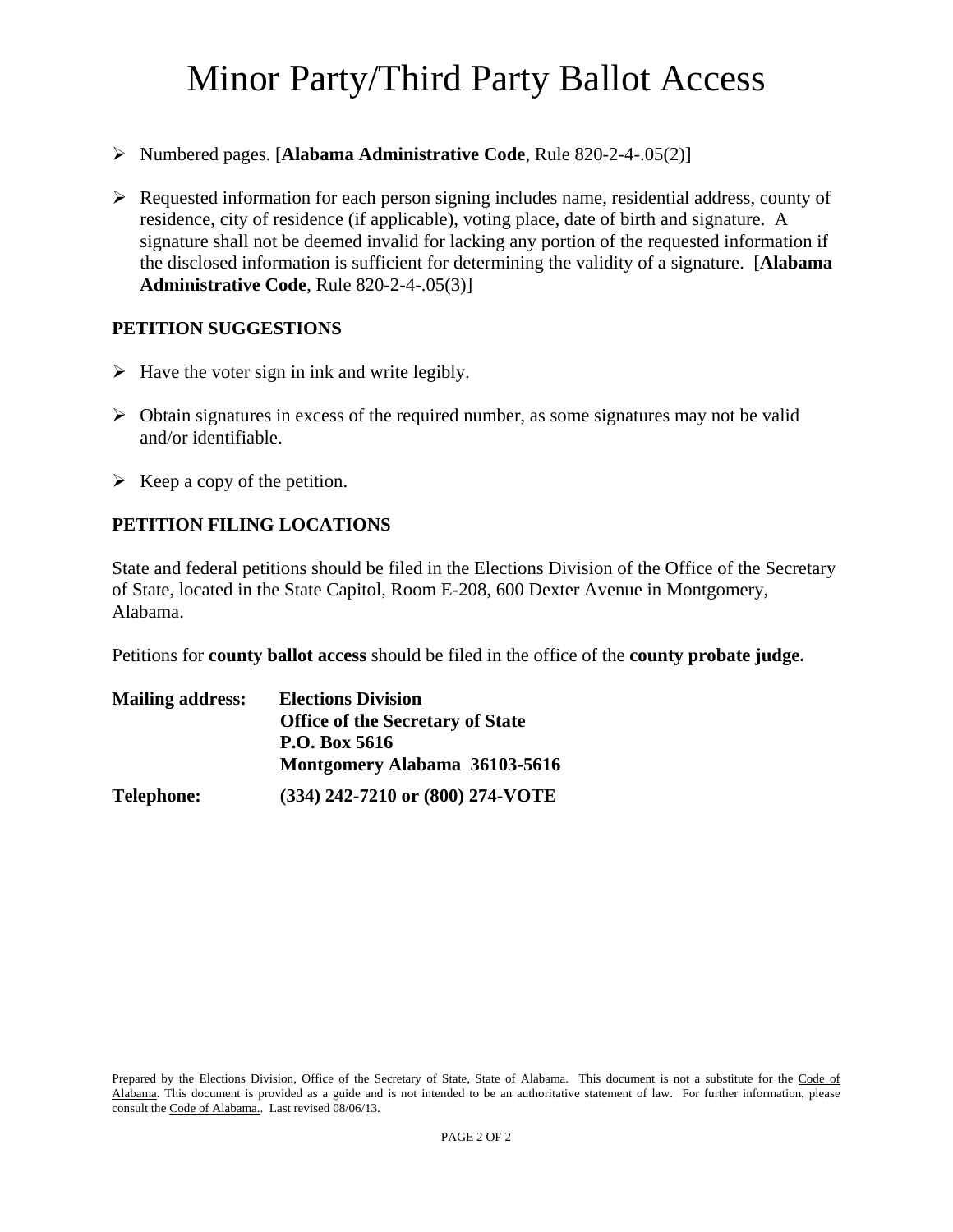# Minor Party/Third Party Ballot Access

- Numbered pages. [**Alabama Administrative Code**, Rule 820-2-4-.05(2)]
- Requested information for each person signing includes name, residential address, county of residence, city of residence (if applicable), voting place, date of birth and signature. A signature shall not be deemed invalid for lacking any portion of the requested information if the disclosed information is sufficient for determining the validity of a signature. [**Alabama Administrative Code**, Rule 820-2-4-.05(3)]

**PETITION SUGGESTIONS**

- Have the voter sign in ink and write legibly.
- Obtain signatures in excess of the required number, as some signatures may not be valid and/or identifiable.
- Keep a copy of the petition.

**PETITION FILING LOCATIONS**

State and federal petitions should be filed in the Elections Division of the Office of the Secretary of State, located in the State Capitol, Room E-208, 600 Dexter Avenue in Montgomery, Alabama.

Petitions for **county ballot access** should be filed in the office of the **county probate judge.**

**Mailing address:** **Elections Division**
**Office of the Secretary of State**
**P.O. Box 5616**
**Montgomery Alabama 36103-5616**

**Telephone:** **(334) 242-7210 or (800) 274-VOTE**

Prepared by the Elections Division, Office of the Secretary of State, State of Alabama. This document is not a substitute for the Code of Alabama. This document is provided as a guide and is not intended to be an authoritative statement of law. For further information, please consult the Code of Alabama.. Last revised 08/06/13.